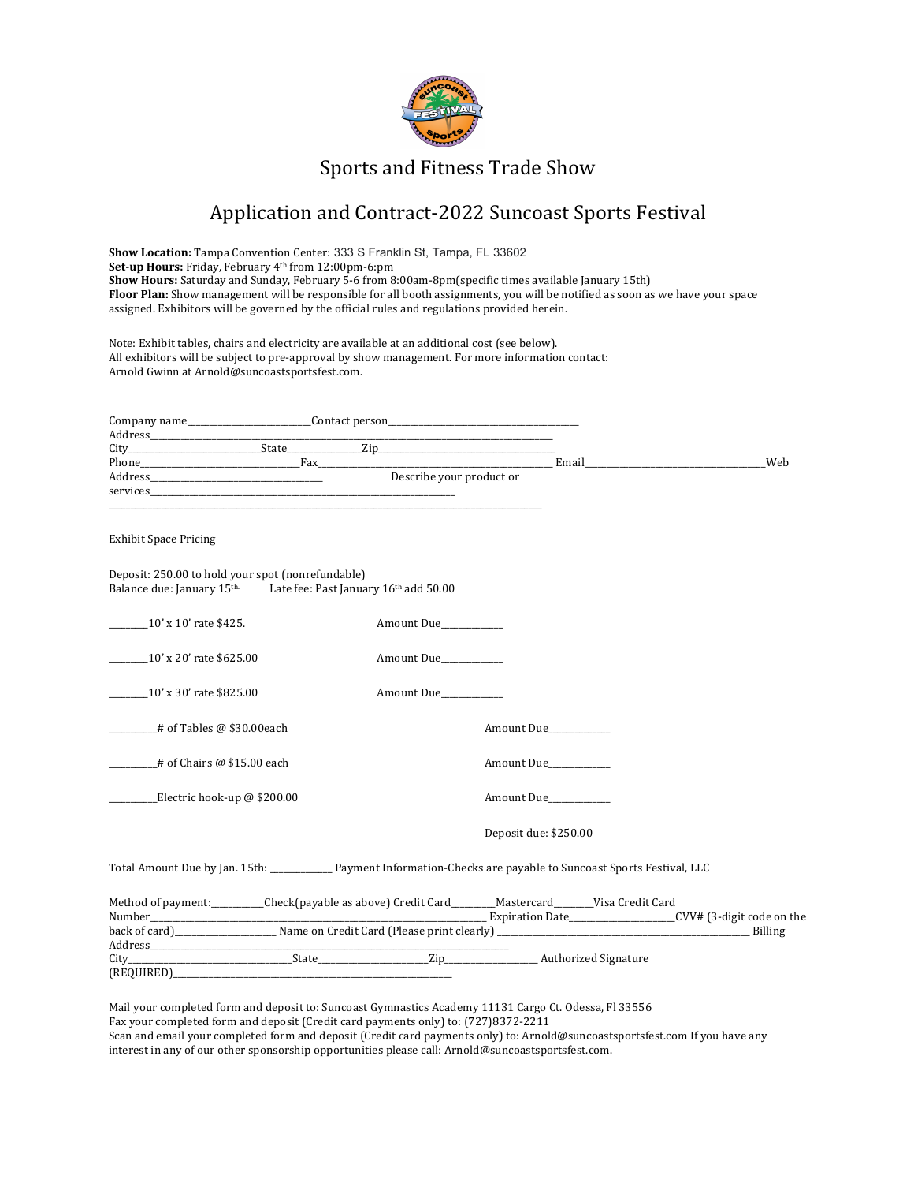# Sports and Fitness Trade Show

## Application and Contract-2022 Suncoast Sports Festival

**Show Location:** Tampa Convention Center: 333 S Franklin St, Tampa, FL 33602
**Set-up Hours:** Friday, February 4th from 12:00pm-6:pm
**Show Hours:** Saturday and Sunday, February 5-6 from 8:00am-8pm(specific times available January 15th)
**Floor Plan:** Show management will be responsible for all booth assignments, you will be notified as soon as we have your space assigned. Exhibitors will be governed by the official rules and regulations provided herein.

Note: Exhibit tables, chairs and electricity are available at an additional cost (see below).
All exhibitors will be subject to pre-approval by show management. For more information contact:
Arnold Gwinn at Arnold@suncoastsportsfest.com.

Company name__________________________Contact person__________________________________________
Address________________________________________________________________________________________
City____________________________State_______________Zip_____________________________________________
Phone___________________________________Fax_____________________________________________________ Email__________________________________________Web Address__________________________________________ Describe your product or services__________________________________________________________________________
_______________________________________________________________________________________________________

Exhibit Space Pricing

Deposit: 250.00 to hold your spot (nonrefundable)
Balance due: January 15th. Late fee: Past January 16th add 50.00

________10' x 10' rate $425. Amount Due_____________

________10' x 20' rate $625.00 Amount Due_____________

________10' x 30' rate $825.00 Amount Due_____________

__________# of Tables @ $30.00each Amount Due_____________

__________# of Chairs @ $15.00 each Amount Due_____________

__________Electric hook-up @ $200.00 Amount Due_____________

Deposit due: $250.00

Total Amount Due by Jan. 15th: ______________ Payment Information-Checks are payable to Suncoast Sports Festival, LLC

Method of payment:___________Check(payable as above) Credit Card_________Mastercard________Visa Credit Card Number_________________________________________________________________________________ Expiration Date_________________________CVV# (3-digit code on the back of card)______________________ Name on Credit Card (Please print clearly) __________________________________________________________ Billing Address___________________________________________________________________________________________
City_____________________________________State__________________________Zip_____________________ Authorized Signature (REQUIRED)___________________________________________________________________

Mail your completed form and deposit to: Suncoast Gymnastics Academy 11131 Cargo Ct. Odessa, Fl 33556
Fax your completed form and deposit (Credit card payments only) to: (727)8372-2211
Scan and email your completed form and deposit (Credit card payments only) to: Arnold@suncoastsportsfest.com If you have any interest in any of our other sponsorship opportunities please call: Arnold@suncoastsportsfest.com.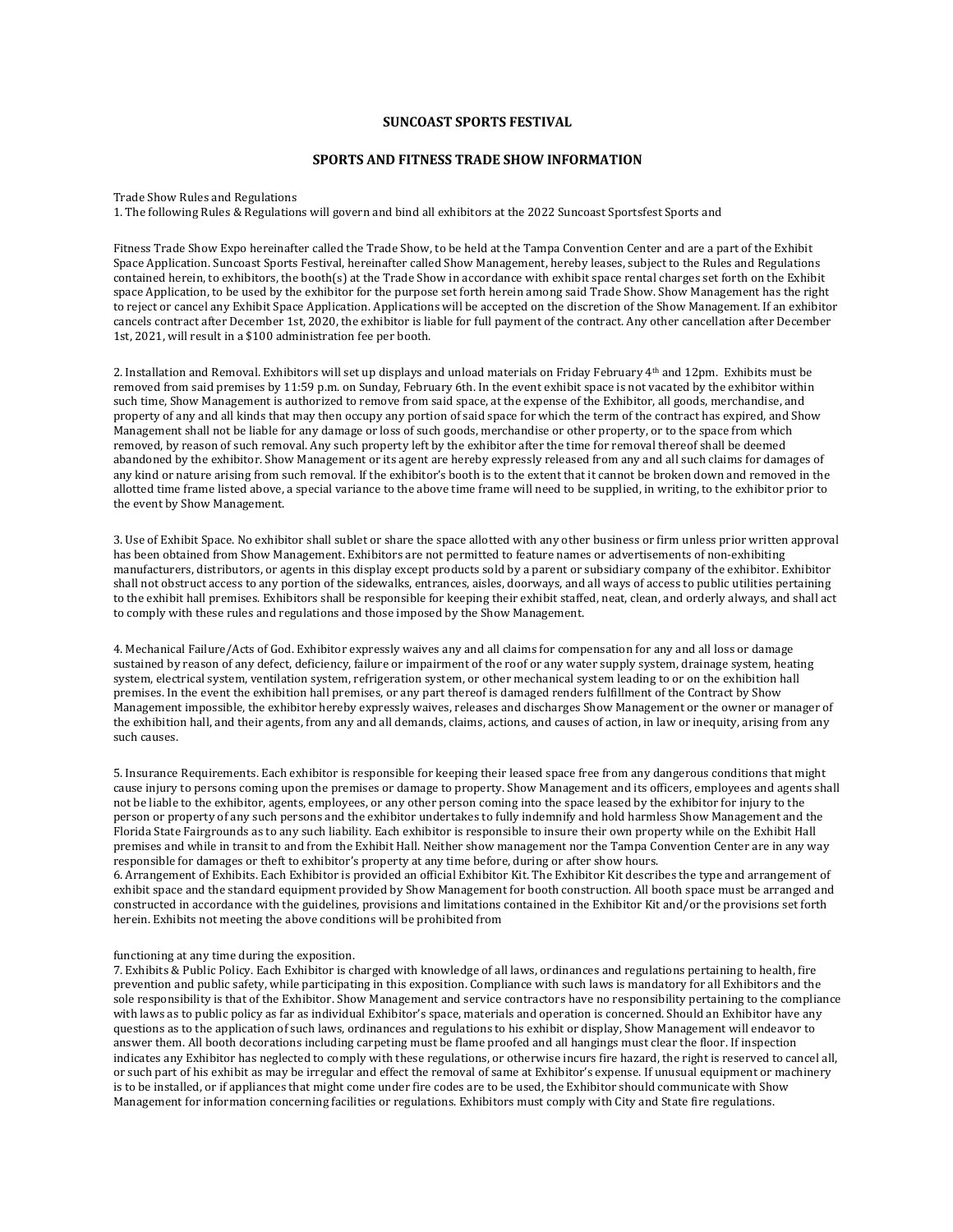**SUNCOAST SPORTS FESTIVAL**

**SPORTS AND FITNESS TRADE SHOW INFORMATION**

Trade Show Rules and Regulations

1. The following Rules & Regulations will govern and bind all exhibitors at the 2022 Suncoast Sportsfest Sports and

Fitness Trade Show Expo hereinafter called the Trade Show, to be held at the Tampa Convention Center and are a part of the Exhibit Space Application. Suncoast Sports Festival, hereinafter called Show Management, hereby leases, subject to the Rules and Regulations contained herein, to exhibitors, the booth(s) at the Trade Show in accordance with exhibit space rental charges set forth on the Exhibit space Application, to be used by the exhibitor for the purpose set forth herein among said Trade Show. Show Management has the right to reject or cancel any Exhibit Space Application. Applications will be accepted on the discretion of the Show Management. If an exhibitor cancels contract after December 1st, 2020, the exhibitor is liable for full payment of the contract. Any other cancellation after December 1st, 2021, will result in a $100 administration fee per booth.

2. Installation and Removal. Exhibitors will set up displays and unload materials on Friday February 4th and 12pm. Exhibits must be removed from said premises by 11:59 p.m. on Sunday, February 6th. In the event exhibit space is not vacated by the exhibitor within such time, Show Management is authorized to remove from said space, at the expense of the Exhibitor, all goods, merchandise, and property of any and all kinds that may then occupy any portion of said space for which the term of the contract has expired, and Show Management shall not be liable for any damage or loss of such goods, merchandise or other property, or to the space from which removed, by reason of such removal. Any such property left by the exhibitor after the time for removal thereof shall be deemed abandoned by the exhibitor. Show Management or its agent are hereby expressly released from any and all such claims for damages of any kind or nature arising from such removal. If the exhibitor's booth is to the extent that it cannot be broken down and removed in the allotted time frame listed above, a special variance to the above time frame will need to be supplied, in writing, to the exhibitor prior to the event by Show Management.

3. Use of Exhibit Space. No exhibitor shall sublet or share the space allotted with any other business or firm unless prior written approval has been obtained from Show Management. Exhibitors are not permitted to feature names or advertisements of non-exhibiting manufacturers, distributors, or agents in this display except products sold by a parent or subsidiary company of the exhibitor. Exhibitor shall not obstruct access to any portion of the sidewalks, entrances, aisles, doorways, and all ways of access to public utilities pertaining to the exhibit hall premises. Exhibitors shall be responsible for keeping their exhibit staffed, neat, clean, and orderly always, and shall act to comply with these rules and regulations and those imposed by the Show Management.

4. Mechanical Failure/Acts of God. Exhibitor expressly waives any and all claims for compensation for any and all loss or damage sustained by reason of any defect, deficiency, failure or impairment of the roof or any water supply system, drainage system, heating system, electrical system, ventilation system, refrigeration system, or other mechanical system leading to or on the exhibition hall premises. In the event the exhibition hall premises, or any part thereof is damaged renders fulfillment of the Contract by Show Management impossible, the exhibitor hereby expressly waives, releases and discharges Show Management or the owner or manager of the exhibition hall, and their agents, from any and all demands, claims, actions, and causes of action, in law or inequity, arising from any such causes.

5. Insurance Requirements. Each exhibitor is responsible for keeping their leased space free from any dangerous conditions that might cause injury to persons coming upon the premises or damage to property. Show Management and its officers, employees and agents shall not be liable to the exhibitor, agents, employees, or any other person coming into the space leased by the exhibitor for injury to the person or property of any such persons and the exhibitor undertakes to fully indemnify and hold harmless Show Management and the Florida State Fairgrounds as to any such liability. Each exhibitor is responsible to insure their own property while on the Exhibit Hall premises and while in transit to and from the Exhibit Hall. Neither show management nor the Tampa Convention Center are in any way responsible for damages or theft to exhibitor's property at any time before, during or after show hours.

6. Arrangement of Exhibits. Each Exhibitor is provided an official Exhibitor Kit. The Exhibitor Kit describes the type and arrangement of exhibit space and the standard equipment provided by Show Management for booth construction. All booth space must be arranged and constructed in accordance with the guidelines, provisions and limitations contained in the Exhibitor Kit and/or the provisions set forth herein. Exhibits not meeting the above conditions will be prohibited from

functioning at any time during the exposition.

7. Exhibits & Public Policy. Each Exhibitor is charged with knowledge of all laws, ordinances and regulations pertaining to health, fire prevention and public safety, while participating in this exposition. Compliance with such laws is mandatory for all Exhibitors and the sole responsibility is that of the Exhibitor. Show Management and service contractors have no responsibility pertaining to the compliance with laws as to public policy as far as individual Exhibitor's space, materials and operation is concerned. Should an Exhibitor have any questions as to the application of such laws, ordinances and regulations to his exhibit or display, Show Management will endeavor to answer them. All booth decorations including carpeting must be flame proofed and all hangings must clear the floor. If inspection indicates any Exhibitor has neglected to comply with these regulations, or otherwise incurs fire hazard, the right is reserved to cancel all, or such part of his exhibit as may be irregular and effect the removal of same at Exhibitor's expense. If unusual equipment or machinery is to be installed, or if appliances that might come under fire codes are to be used, the Exhibitor should communicate with Show Management for information concerning facilities or regulations. Exhibitors must comply with City and State fire regulations.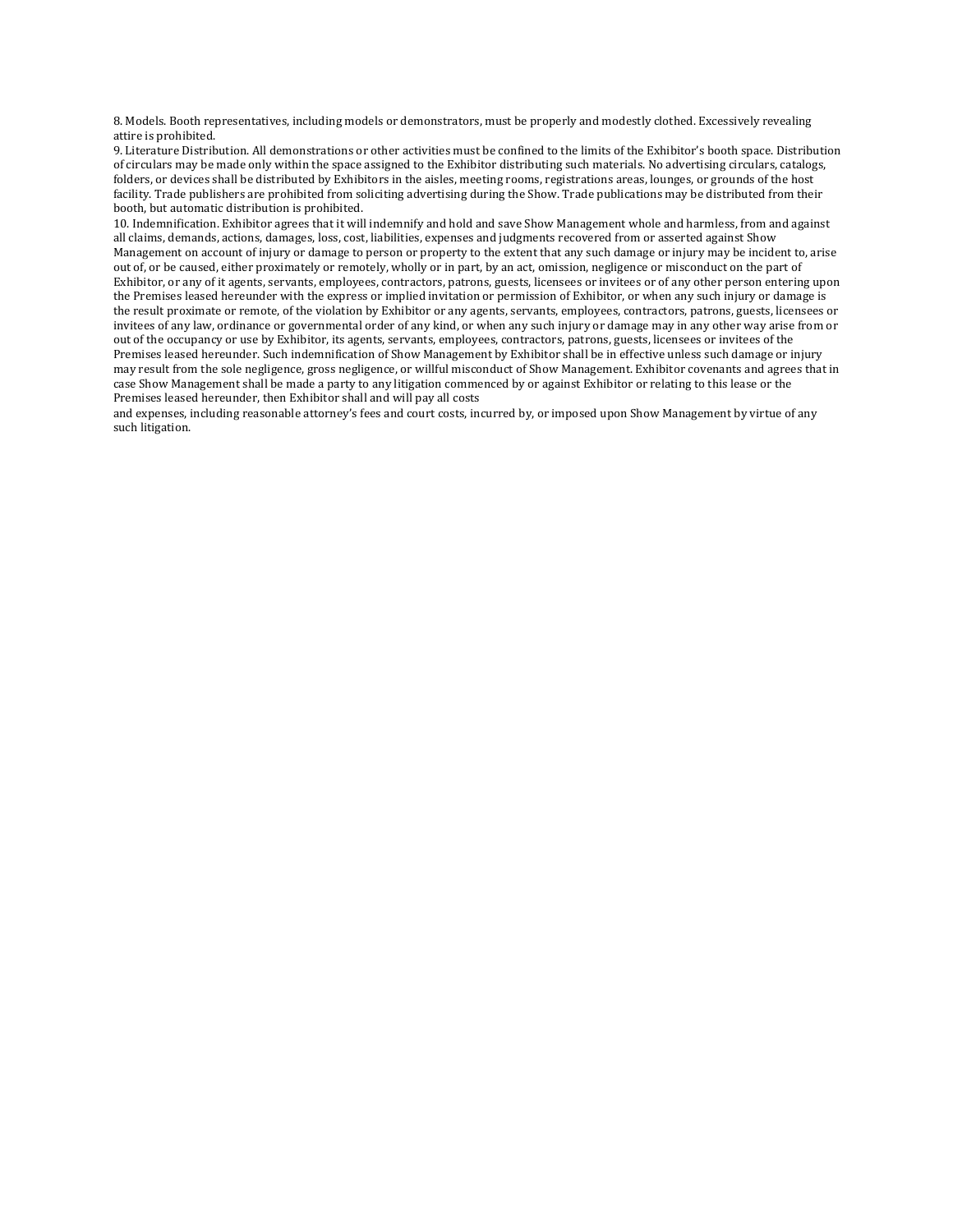8. Models. Booth representatives, including models or demonstrators, must be properly and modestly clothed. Excessively revealing attire is prohibited.

9. Literature Distribution. All demonstrations or other activities must be confined to the limits of the Exhibitor's booth space. Distribution of circulars may be made only within the space assigned to the Exhibitor distributing such materials. No advertising circulars, catalogs, folders, or devices shall be distributed by Exhibitors in the aisles, meeting rooms, registrations areas, lounges, or grounds of the host facility. Trade publishers are prohibited from soliciting advertising during the Show. Trade publications may be distributed from their booth, but automatic distribution is prohibited.

10. Indemnification. Exhibitor agrees that it will indemnify and hold and save Show Management whole and harmless, from and against all claims, demands, actions, damages, loss, cost, liabilities, expenses and judgments recovered from or asserted against Show Management on account of injury or damage to person or property to the extent that any such damage or injury may be incident to, arise out of, or be caused, either proximately or remotely, wholly or in part, by an act, omission, negligence or misconduct on the part of Exhibitor, or any of it agents, servants, employees, contractors, patrons, guests, licensees or invitees or of any other person entering upon the Premises leased hereunder with the express or implied invitation or permission of Exhibitor, or when any such injury or damage is the result proximate or remote, of the violation by Exhibitor or any agents, servants, employees, contractors, patrons, guests, licensees or invitees of any law, ordinance or governmental order of any kind, or when any such injury or damage may in any other way arise from or out of the occupancy or use by Exhibitor, its agents, servants, employees, contractors, patrons, guests, licensees or invitees of the Premises leased hereunder. Such indemnification of Show Management by Exhibitor shall be in effective unless such damage or injury may result from the sole negligence, gross negligence, or willful misconduct of Show Management. Exhibitor covenants and agrees that in case Show Management shall be made a party to any litigation commenced by or against Exhibitor or relating to this lease or the Premises leased hereunder, then Exhibitor shall and will pay all costs and expenses, including reasonable attorney's fees and court costs, incurred by, or imposed upon Show Management by virtue of any such litigation.